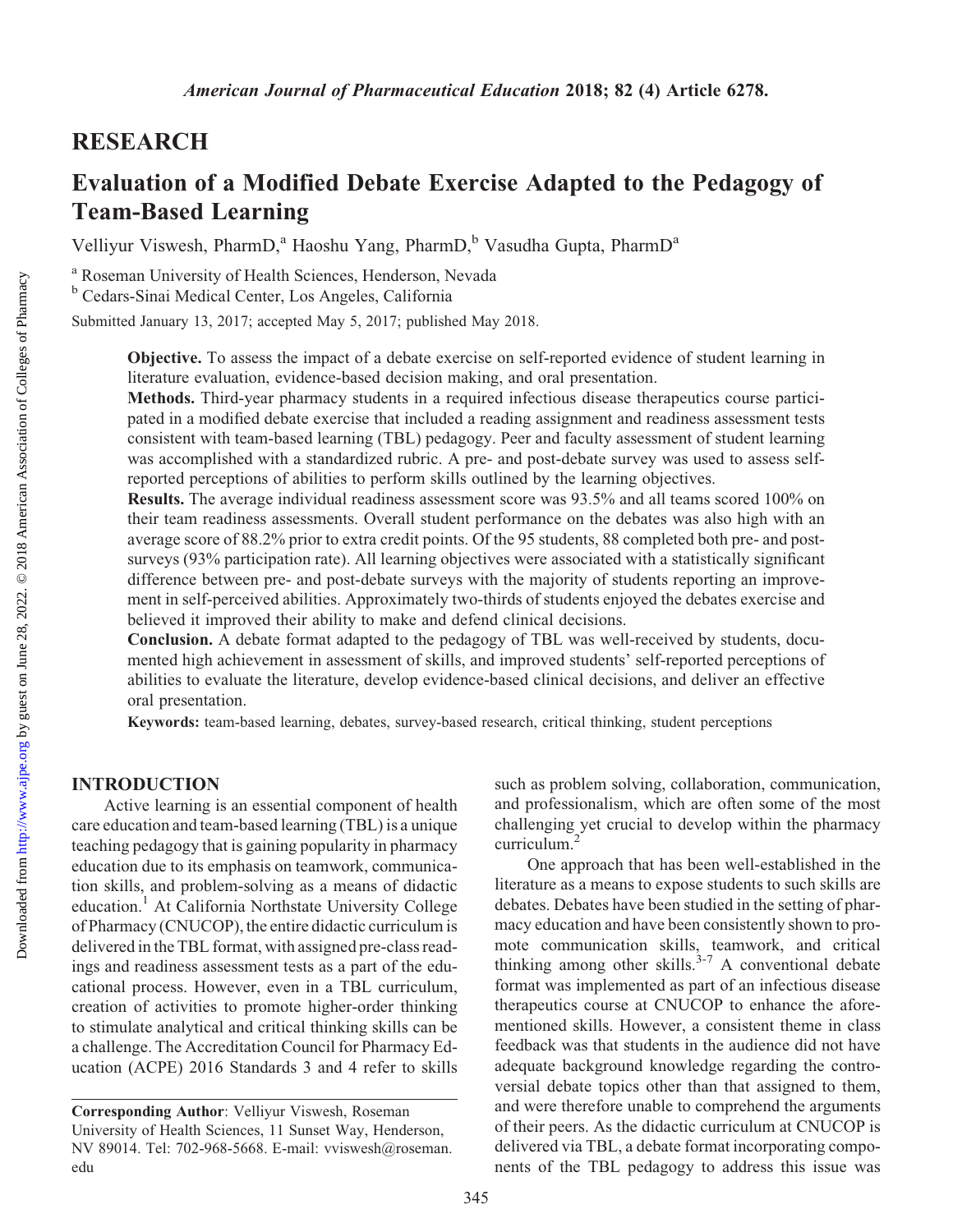## RESEARCH

# Evaluation of a Modified Debate Exercise Adapted to the Pedagogy of Team-Based Learning

Velliyur Viswesh, PharmD,[a] Haoshu Yang, PharmD,[b] Vasudha Gupta, PharmD[a]

[a] Roseman University of Health Sciences, Henderson, Nevada
[b] Cedars-Sinai Medical Center, Los Angeles, California

Submitted January 13, 2017; accepted May 5, 2017; published May 2018.

**Objective.** To assess the impact of a debate exercise on self-reported evidence of student learning in literature evaluation, evidence-based decision making, and oral presentation.

**Methods.** Third-year pharmacy students in a required infectious disease therapeutics course participated in a modified debate exercise that included a reading assignment and readiness assessment tests consistent with team-based learning (TBL) pedagogy. Peer and faculty assessment of student learning was accomplished with a standardized rubric. A pre- and post-debate survey was used to assess self-reported perceptions of abilities to perform skills outlined by the learning objectives.

**Results.** The average individual readiness assessment score was 93.5% and all teams scored 100% on their team readiness assessments. Overall student performance on the debates was also high with an average score of 88.2% prior to extra credit points. Of the 95 students, 88 completed both pre- and post-surveys (93% participation rate). All learning objectives were associated with a statistically significant difference between pre- and post-debate surveys with the majority of students reporting an improvement in self-perceived abilities. Approximately two-thirds of students enjoyed the debates exercise and believed it improved their ability to make and defend clinical decisions.

**Conclusion.** A debate format adapted to the pedagogy of TBL was well-received by students, documented high achievement in assessment of skills, and improved students' self-reported perceptions of abilities to evaluate the literature, develop evidence-based clinical decisions, and deliver an effective oral presentation.

**Keywords:** team-based learning, debates, survey-based research, critical thinking, student perceptions

## INTRODUCTION

Active learning is an essential component of health care education and team-based learning (TBL) is a unique teaching pedagogy that is gaining popularity in pharmacy education due to its emphasis on teamwork, communication skills, and problem-solving as a means of didactic education.[1] At California Northstate University College of Pharmacy (CNUCOP), the entire didactic curriculum is delivered in the TBL format, with assigned pre-class readings and readiness assessment tests as a part of the educational process. However, even in a TBL curriculum, creation of activities to promote higher-order thinking to stimulate analytical and critical thinking skills can be a challenge. The Accreditation Council for Pharmacy Education (ACPE) 2016 Standards 3 and 4 refer to skills such as problem solving, collaboration, communication, and professionalism, which are often some of the most challenging yet crucial to develop within the pharmacy curriculum.[2]

One approach that has been well-established in the literature as a means to expose students to such skills are debates. Debates have been studied in the setting of pharmacy education and have been consistently shown to promote communication skills, teamwork, and critical thinking among other skills.[3-7] A conventional debate format was implemented as part of an infectious disease therapeutics course at CNUCOP to enhance the aforementioned skills. However, a consistent theme in class feedback was that students in the audience did not have adequate background knowledge regarding the controversial debate topics other than that assigned to them, and were therefore unable to comprehend the arguments of their peers. As the didactic curriculum at CNUCOP is delivered via TBL, a debate format incorporating components of the TBL pedagogy to address this issue was

**Corresponding Author**: Velliyur Viswesh, Roseman University of Health Sciences, 11 Sunset Way, Henderson, NV 89014. Tel: 702-968-5668. E-mail: vviswesh@roseman.edu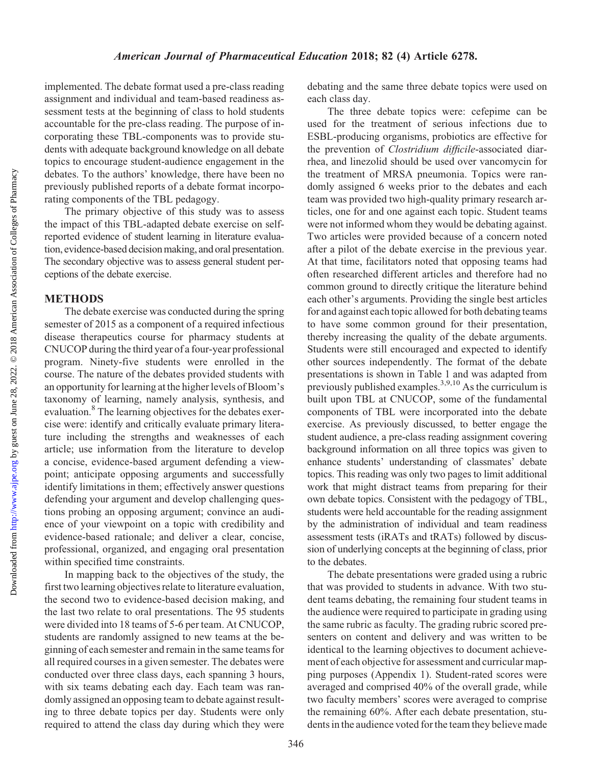implemented. The debate format used a pre-class reading assignment and individual and team-based readiness assessment tests at the beginning of class to hold students accountable for the pre-class reading. The purpose of incorporating these TBL-components was to provide students with adequate background knowledge on all debate topics to encourage student-audience engagement in the debates. To the authors' knowledge, there have been no previously published reports of a debate format incorporating components of the TBL pedagogy.

The primary objective of this study was to assess the impact of this TBL-adapted debate exercise on self-reported evidence of student learning in literature evaluation, evidence-based decision making, and oral presentation. The secondary objective was to assess general student perceptions of the debate exercise.

## METHODS

The debate exercise was conducted during the spring semester of 2015 as a component of a required infectious disease therapeutics course for pharmacy students at CNUCOP during the third year of a four-year professional program. Ninety-five students were enrolled in the course. The nature of the debates provided students with an opportunity for learning at the higher levels of Bloom's taxonomy of learning, namely analysis, synthesis, and evaluation.[8] The learning objectives for the debates exercise were: identify and critically evaluate primary literature including the strengths and weaknesses of each article; use information from the literature to develop a concise, evidence-based argument defending a viewpoint; anticipate opposing arguments and successfully identify limitations in them; effectively answer questions defending your argument and develop challenging questions probing an opposing argument; convince an audience of your viewpoint on a topic with credibility and evidence-based rationale; and deliver a clear, concise, professional, organized, and engaging oral presentation within specified time constraints.

In mapping back to the objectives of the study, the first two learning objectives relate to literature evaluation, the second two to evidence-based decision making, and the last two relate to oral presentations. The 95 students were divided into 18 teams of 5-6 per team. At CNUCOP, students are randomly assigned to new teams at the beginning of each semester and remain in the same teams for all required courses in a given semester. The debates were conducted over three class days, each spanning 3 hours, with six teams debating each day. Each team was randomly assigned an opposing team to debate against resulting to three debate topics per day. Students were only required to attend the class day during which they were debating and the same three debate topics were used on each class day.

The three debate topics were: cefepime can be used for the treatment of serious infections due to ESBL-producing organisms, probiotics are effective for the prevention of *Clostridium difficile*-associated diarrhea, and linezolid should be used over vancomycin for the treatment of MRSA pneumonia. Topics were randomly assigned 6 weeks prior to the debates and each team was provided two high-quality primary research articles, one for and one against each topic. Student teams were not informed whom they would be debating against. Two articles were provided because of a concern noted after a pilot of the debate exercise in the previous year. At that time, facilitators noted that opposing teams had often researched different articles and therefore had no common ground to directly critique the literature behind each other's arguments. Providing the single best articles for and against each topic allowed for both debating teams to have some common ground for their presentation, thereby increasing the quality of the debate arguments. Students were still encouraged and expected to identify other sources independently. The format of the debate presentations is shown in Table 1 and was adapted from previously published examples.[3,9,10] As the curriculum is built upon TBL at CNUCOP, some of the fundamental components of TBL were incorporated into the debate exercise. As previously discussed, to better engage the student audience, a pre-class reading assignment covering background information on all three topics was given to enhance students' understanding of classmates' debate topics. This reading was only two pages to limit additional work that might distract teams from preparing for their own debate topics. Consistent with the pedagogy of TBL, students were held accountable for the reading assignment by the administration of individual and team readiness assessment tests (iRATs and tRATs) followed by discussion of underlying concepts at the beginning of class, prior to the debates.

The debate presentations were graded using a rubric that was provided to students in advance. With two student teams debating, the remaining four student teams in the audience were required to participate in grading using the same rubric as faculty. The grading rubric scored presenters on content and delivery and was written to be identical to the learning objectives to document achievement of each objective for assessment and curricular mapping purposes (Appendix 1). Student-rated scores were averaged and comprised 40% of the overall grade, while two faculty members' scores were averaged to comprise the remaining 60%. After each debate presentation, students in the audience voted for the team they believe made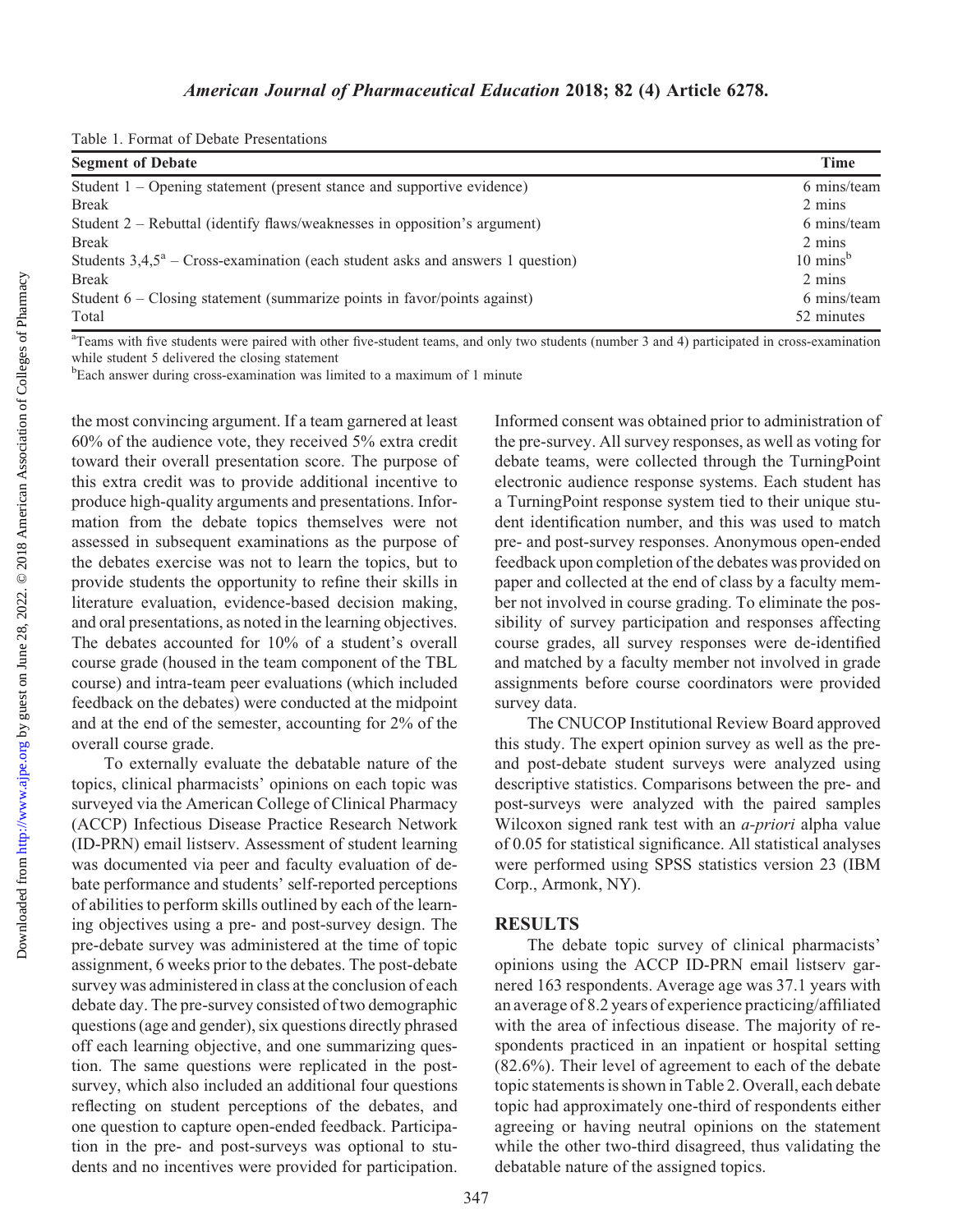Table 1. Format of Debate Presentations

| Segment of Debate | Time |
|---|---|
| Student 1 – Opening statement (present stance and supportive evidence) | 6 mins/team |
| Break | 2 mins |
| Student 2 – Rebuttal (identify flaws/weaknesses in opposition's argument) | 6 mins/team |
| Break | 2 mins |
| Students 3,4,5[a] – Cross-examination (each student asks and answers 1 question) | 10 mins[b] |
| Break | 2 mins |
| Student 6 – Closing statement (summarize points in favor/points against) | 6 mins/team |
| Total | 52 minutes |

[a]Teams with five students were paired with other five-student teams, and only two students (number 3 and 4) participated in cross-examination while student 5 delivered the closing statement

[b]Each answer during cross-examination was limited to a maximum of 1 minute

the most convincing argument. If a team garnered at least 60% of the audience vote, they received 5% extra credit toward their overall presentation score. The purpose of this extra credit was to provide additional incentive to produce high-quality arguments and presentations. Information from the debate topics themselves were not assessed in subsequent examinations as the purpose of the debates exercise was not to learn the topics, but to provide students the opportunity to refine their skills in literature evaluation, evidence-based decision making, and oral presentations, as noted in the learning objectives. The debates accounted for 10% of a student's overall course grade (housed in the team component of the TBL course) and intra-team peer evaluations (which included feedback on the debates) were conducted at the midpoint and at the end of the semester, accounting for 2% of the overall course grade.

To externally evaluate the debatable nature of the topics, clinical pharmacists' opinions on each topic was surveyed via the American College of Clinical Pharmacy (ACCP) Infectious Disease Practice Research Network (ID-PRN) email listserv. Assessment of student learning was documented via peer and faculty evaluation of debate performance and students' self-reported perceptions of abilities to perform skills outlined by each of the learning objectives using a pre- and post-survey design. The pre-debate survey was administered at the time of topic assignment, 6 weeks prior to the debates. The post-debate survey was administered in class at the conclusion of each debate day. The pre-survey consisted of two demographic questions (age and gender), six questions directly phrased off each learning objective, and one summarizing question. The same questions were replicated in the post-survey, which also included an additional four questions reflecting on student perceptions of the debates, and one question to capture open-ended feedback. Participation in the pre- and post-surveys was optional to students and no incentives were provided for participation. Informed consent was obtained prior to administration of the pre-survey. All survey responses, as well as voting for debate teams, were collected through the TurningPoint electronic audience response systems. Each student has a TurningPoint response system tied to their unique student identification number, and this was used to match pre- and post-survey responses. Anonymous open-ended feedback upon completion of the debates was provided on paper and collected at the end of class by a faculty member not involved in course grading. To eliminate the possibility of survey participation and responses affecting course grades, all survey responses were de-identified and matched by a faculty member not involved in grade assignments before course coordinators were provided survey data.

The CNUCOP Institutional Review Board approved this study. The expert opinion survey as well as the pre- and post-debate student surveys were analyzed using descriptive statistics. Comparisons between the pre- and post-surveys were analyzed with the paired samples Wilcoxon signed rank test with an *a-priori* alpha value of 0.05 for statistical significance. All statistical analyses were performed using SPSS statistics version 23 (IBM Corp., Armonk, NY).

## RESULTS

The debate topic survey of clinical pharmacists' opinions using the ACCP ID-PRN email listserv garnered 163 respondents. Average age was 37.1 years with an average of 8.2 years of experience practicing/affiliated with the area of infectious disease. The majority of respondents practiced in an inpatient or hospital setting (82.6%). Their level of agreement to each of the debate topic statements is shown in Table 2. Overall, each debate topic had approximately one-third of respondents either agreeing or having neutral opinions on the statement while the other two-third disagreed, thus validating the debatable nature of the assigned topics.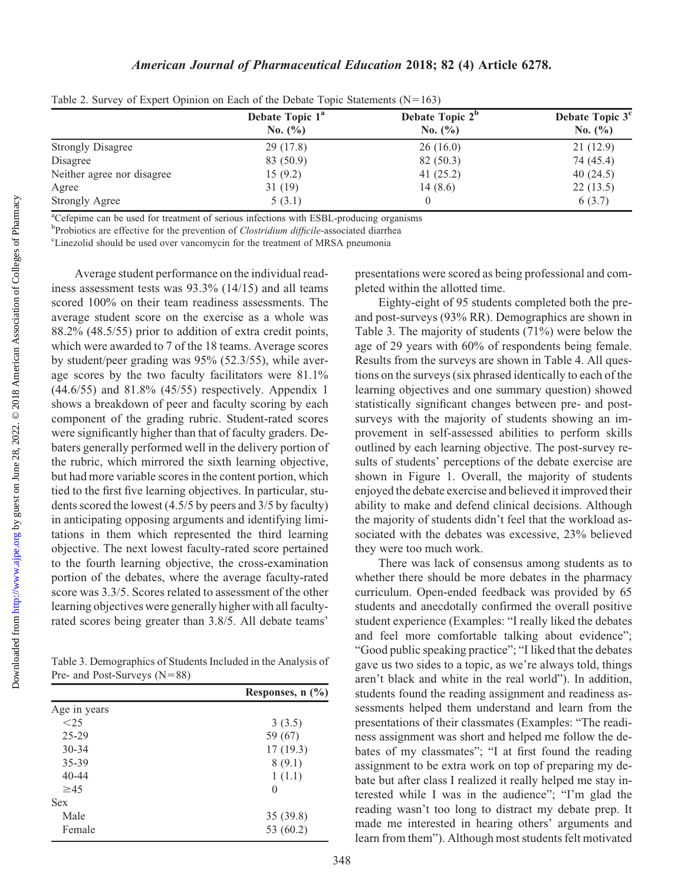Table 2. Survey of Expert Opinion on Each of the Debate Topic Statements (N=163)

| | Debate Topic 1[a] No. (%) | Debate Topic 2[b] No. (%) | Debate Topic 3[c] No. (%) |
|---|---|---|---|
| Strongly Disagree | 29 (17.8) | 26 (16.0) | 21 (12.9) |
| Disagree | 83 (50.9) | 82 (50.3) | 74 (45.4) |
| Neither agree nor disagree | 15 (9.2) | 41 (25.2) | 40 (24.5) |
| Agree | 31 (19) | 14 (8.6) | 22 (13.5) |
| Strongly Agree | 5 (3.1) | 0 | 6 (3.7) |

[a]Cefepime can be used for treatment of serious infections with ESBL-producing organisms

[b]Probiotics are effective for the prevention of *Clostridium difficile*-associated diarrhea

[c]Linezolid should be used over vancomycin for the treatment of MRSA pneumonia

Average student performance on the individual readiness assessment tests was 93.3% (14/15) and all teams scored 100% on their team readiness assessments. The average student score on the exercise as a whole was 88.2% (48.5/55) prior to addition of extra credit points, which were awarded to 7 of the 18 teams. Average scores by student/peer grading was 95% (52.3/55), while average scores by the two faculty facilitators were 81.1% (44.6/55) and 81.8% (45/55) respectively. Appendix 1 shows a breakdown of peer and faculty scoring by each component of the grading rubric. Student-rated scores were significantly higher than that of faculty graders. Debaters generally performed well in the delivery portion of the rubric, which mirrored the sixth learning objective, but had more variable scores in the content portion, which tied to the first five learning objectives. In particular, students scored the lowest (4.5/5 by peers and 3/5 by faculty) in anticipating opposing arguments and identifying limitations in them which represented the third learning objective. The next lowest faculty-rated score pertained to the fourth learning objective, the cross-examination portion of the debates, where the average faculty-rated score was 3.3/5. Scores related to assessment of the other learning objectives were generally higher with all faculty-rated scores being greater than 3.8/5. All debate teams' presentations were scored as being professional and completed within the allotted time.

Eighty-eight of 95 students completed both the pre- and post-surveys (93% RR). Demographics are shown in Table 3. The majority of students (71%) were below the age of 29 years with 60% of respondents being female. Results from the surveys are shown in Table 4. All questions on the surveys (six phrased identically to each of the learning objectives and one summary question) showed statistically significant changes between pre- and post-surveys with the majority of students showing an improvement in self-assessed abilities to perform skills outlined by each learning objective. The post-survey results of students' perceptions of the debate exercise are shown in Figure 1. Overall, the majority of students enjoyed the debate exercise and believed it improved their ability to make and defend clinical decisions. Although the majority of students didn't feel that the workload associated with the debates was excessive, 23% believed they were too much work.

Table 3. Demographics of Students Included in the Analysis of Pre- and Post-Surveys (N=88)

| | Responses, n (%) |
|---|---|
| Age in years | |
| <25 | 3 (3.5) |
| 25-29 | 59 (67) |
| 30-34 | 17 (19.3) |
| 35-39 | 8 (9.1) |
| 40-44 | 1 (1.1) |
| ≥45 | 0 |
| Sex | |
| Male | 35 (39.8) |
| Female | 53 (60.2) |

There was lack of consensus among students as to whether there should be more debates in the pharmacy curriculum. Open-ended feedback was provided by 65 students and anecdotally confirmed the overall positive student experience (Examples: "I really liked the debates and feel more comfortable talking about evidence"; "Good public speaking practice"; "I liked that the debates gave us two sides to a topic, as we're always told, things aren't black and white in the real world"). In addition, students found the reading assignment and readiness assessments helped them understand and learn from the presentations of their classmates (Examples: "The readiness assignment was short and helped me follow the debates of my classmates"; "I at first found the reading assignment to be extra work on top of preparing my debate but after class I realized it really helped me stay interested while I was in the audience"; "I'm glad the reading wasn't too long to distract my debate prep. It made me interested in hearing others' arguments and learn from them"). Although most students felt motivated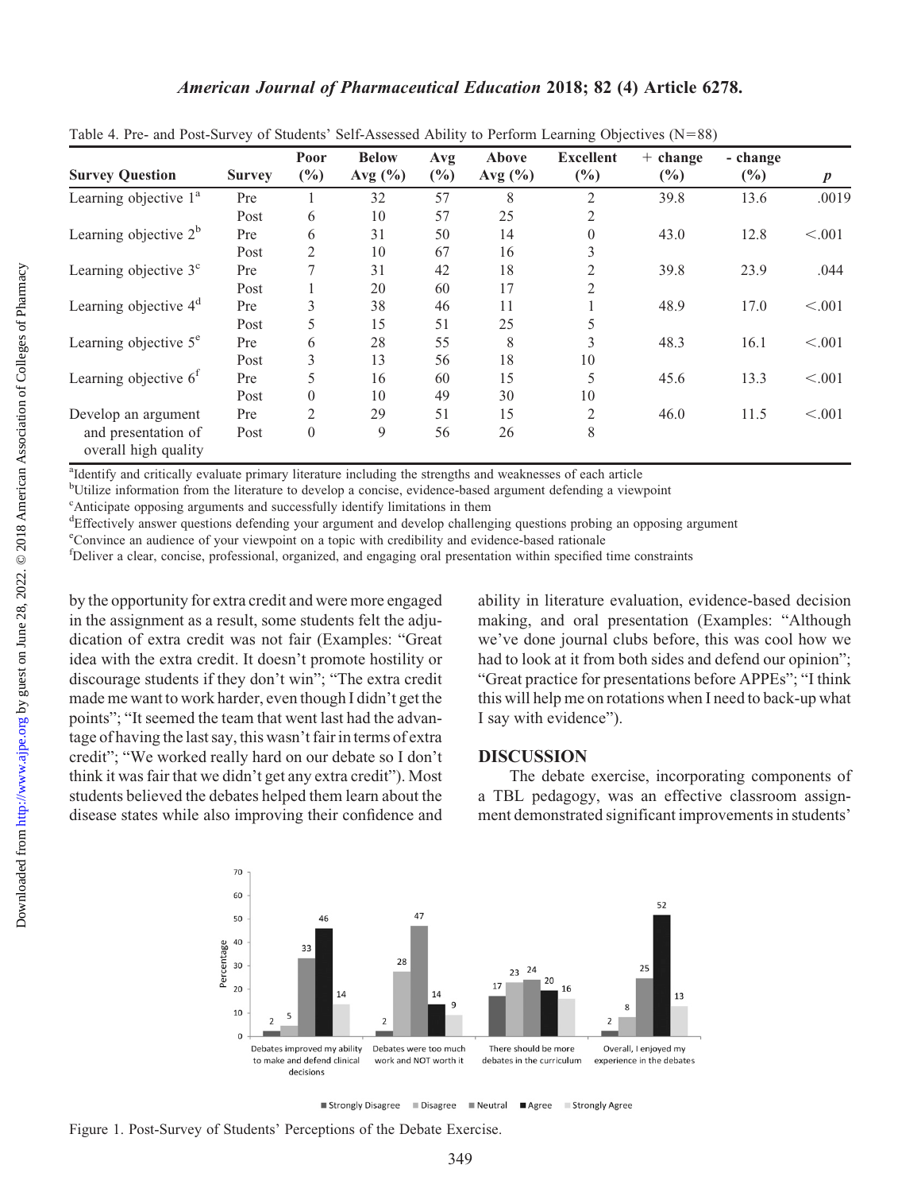Table 4. Pre- and Post-Survey of Students' Self-Assessed Ability to Perform Learning Objectives (N=88)

| Survey Question | Survey | Poor (%) | Below Avg (%) | Avg (%) | Above Avg (%) | Excellent (%) | + change (%) | - change (%) | p |
|---|---|---|---|---|---|---|---|---|---|
| Learning objective 1[a] | Pre | 1 | 32 | 57 | 8 | 2 | 39.8 | 13.6 | .0019 |
| | Post | 6 | 10 | 57 | 25 | 2 | | | |
| Learning objective 2[b] | Pre | 6 | 31 | 50 | 14 | 0 | 43.0 | 12.8 | <.001 |
| | Post | 2 | 10 | 67 | 16 | 3 | | | |
| Learning objective 3[c] | Pre | 7 | 31 | 42 | 18 | 2 | 39.8 | 23.9 | .044 |
| | Post | 1 | 20 | 60 | 17 | 2 | | | |
| Learning objective 4[d] | Pre | 3 | 38 | 46 | 11 | 1 | 48.9 | 17.0 | <.001 |
| | Post | 5 | 15 | 51 | 25 | 5 | | | |
| Learning objective 5[e] | Pre | 6 | 28 | 55 | 8 | 3 | 48.3 | 16.1 | <.001 |
| | Post | 3 | 13 | 56 | 18 | 10 | | | |
| Learning objective 6[f] | Pre | 5 | 16 | 60 | 15 | 5 | 45.6 | 13.3 | <.001 |
| | Post | 0 | 10 | 49 | 30 | 10 | | | |
| Develop an argument and presentation of overall high quality | Pre | 2 | 29 | 51 | 15 | 2 | 46.0 | 11.5 | <.001 |
| | Post | 0 | 9 | 56 | 26 | 8 | | | |

[a]Identify and critically evaluate primary literature including the strengths and weaknesses of each article
[b]Utilize information from the literature to develop a concise, evidence-based argument defending a viewpoint
[c]Anticipate opposing arguments and successfully identify limitations in them
[d]Effectively answer questions defending your argument and develop challenging questions probing an opposing argument
[e]Convince an audience of your viewpoint on a topic with credibility and evidence-based rationale
[f]Deliver a clear, concise, professional, organized, and engaging oral presentation within specified time constraints

by the opportunity for extra credit and were more engaged in the assignment as a result, some students felt the adjudication of extra credit was not fair (Examples: "Great idea with the extra credit. It doesn't promote hostility or discourage students if they don't win"; "The extra credit made me want to work harder, even though I didn't get the points"; "It seemed the team that went last had the advantage of having the last say, this wasn't fair in terms of extra credit"; "We worked really hard on our debate so I don't think it was fair that we didn't get any extra credit"). Most students believed the debates helped them learn about the disease states while also improving their confidence and ability in literature evaluation, evidence-based decision making, and oral presentation (Examples: "Although we've done journal clubs before, this was cool how we had to look at it from both sides and defend our opinion"; "Great practice for presentations before APPEs"; "I think this will help me on rotations when I need to back-up what I say with evidence").

## DISCUSSION

The debate exercise, incorporating components of a TBL pedagogy, was an effective classroom assignment demonstrated significant improvements in students'

Figure 1. Post-Survey of Students' Perceptions of the Debate Exercise.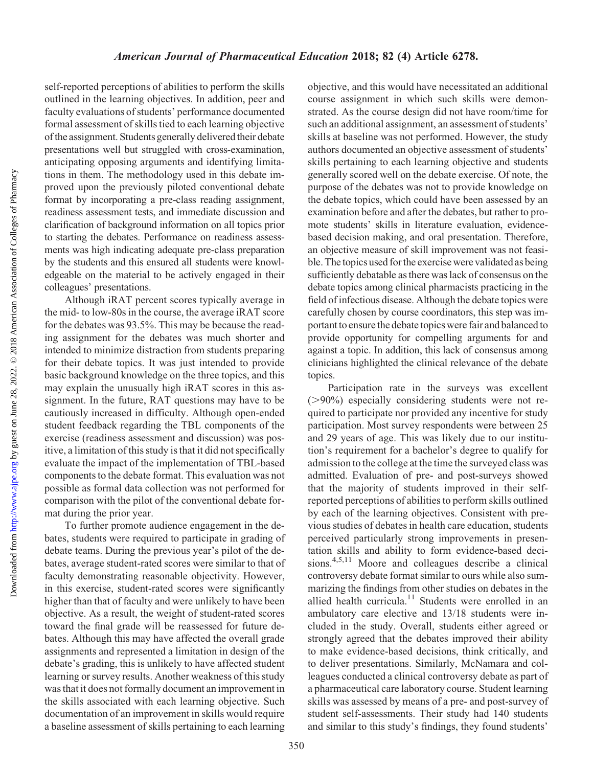self-reported perceptions of abilities to perform the skills outlined in the learning objectives. In addition, peer and faculty evaluations of students' performance documented formal assessment of skills tied to each learning objective of the assignment. Students generally delivered their debate presentations well but struggled with cross-examination, anticipating opposing arguments and identifying limitations in them. The methodology used in this debate improved upon the previously piloted conventional debate format by incorporating a pre-class reading assignment, readiness assessment tests, and immediate discussion and clarification of background information on all topics prior to starting the debates. Performance on readiness assessments was high indicating adequate pre-class preparation by the students and this ensured all students were knowledgeable on the material to be actively engaged in their colleagues' presentations.

Although iRAT percent scores typically average in the mid- to low-80s in the course, the average iRAT score for the debates was 93.5%. This may be because the reading assignment for the debates was much shorter and intended to minimize distraction from students preparing for their debate topics. It was just intended to provide basic background knowledge on the three topics, and this may explain the unusually high iRAT scores in this assignment. In the future, RAT questions may have to be cautiously increased in difficulty. Although open-ended student feedback regarding the TBL components of the exercise (readiness assessment and discussion) was positive, a limitation of this study is that it did not specifically evaluate the impact of the implementation of TBL-based components to the debate format. This evaluation was not possible as formal data collection was not performed for comparison with the pilot of the conventional debate format during the prior year.

To further promote audience engagement in the debates, students were required to participate in grading of debate teams. During the previous year's pilot of the debates, average student-rated scores were similar to that of faculty demonstrating reasonable objectivity. However, in this exercise, student-rated scores were significantly higher than that of faculty and were unlikely to have been objective. As a result, the weight of student-rated scores toward the final grade will be reassessed for future debates. Although this may have affected the overall grade assignments and represented a limitation in design of the debate's grading, this is unlikely to have affected student learning or survey results. Another weakness of this study was that it does not formally document an improvement in the skills associated with each learning objective. Such documentation of an improvement in skills would require a baseline assessment of skills pertaining to each learning objective, and this would have necessitated an additional course assignment in which such skills were demonstrated. As the course design did not have room/time for such an additional assignment, an assessment of students' skills at baseline was not performed. However, the study authors documented an objective assessment of students' skills pertaining to each learning objective and students generally scored well on the debate exercise. Of note, the purpose of the debates was not to provide knowledge on the debate topics, which could have been assessed by an examination before and after the debates, but rather to promote students' skills in literature evaluation, evidence-based decision making, and oral presentation. Therefore, an objective measure of skill improvement was not feasible. The topics used for the exercise were validated as being sufficiently debatable as there was lack of consensus on the debate topics among clinical pharmacists practicing in the field of infectious disease. Although the debate topics were carefully chosen by course coordinators, this step was important to ensure the debate topics were fair and balanced to provide opportunity for compelling arguments for and against a topic. In addition, this lack of consensus among clinicians highlighted the clinical relevance of the debate topics.

Participation rate in the surveys was excellent (>90%) especially considering students were not required to participate nor provided any incentive for study participation. Most survey respondents were between 25 and 29 years of age. This was likely due to our institution's requirement for a bachelor's degree to qualify for admission to the college at the time the surveyed class was admitted. Evaluation of pre- and post-surveys showed that the majority of students improved in their self-reported perceptions of abilities to perform skills outlined by each of the learning objectives. Consistent with previous studies of debates in health care education, students perceived particularly strong improvements in presentation skills and ability to form evidence-based decisions.[4,5,11] Moore and colleagues describe a clinical controversy debate format similar to ours while also summarizing the findings from other studies on debates in the allied health curricula.[11] Students were enrolled in an ambulatory care elective and 13/18 students were included in the study. Overall, students either agreed or strongly agreed that the debates improved their ability to make evidence-based decisions, think critically, and to deliver presentations. Similarly, McNamara and colleagues conducted a clinical controversy debate as part of a pharmaceutical care laboratory course. Student learning skills was assessed by means of a pre- and post-survey of student self-assessments. Their study had 140 students and similar to this study's findings, they found students'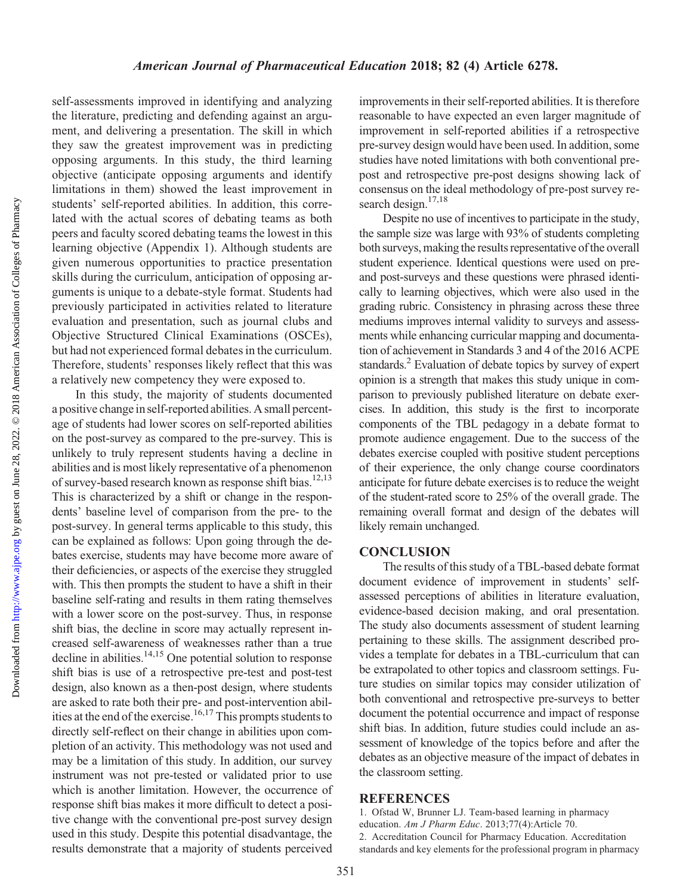self-assessments improved in identifying and analyzing the literature, predicting and defending against an argument, and delivering a presentation. The skill in which they saw the greatest improvement was in predicting opposing arguments. In this study, the third learning objective (anticipate opposing arguments and identify limitations in them) showed the least improvement in students' self-reported abilities. In addition, this correlated with the actual scores of debating teams as both peers and faculty scored debating teams the lowest in this learning objective (Appendix 1). Although students are given numerous opportunities to practice presentation skills during the curriculum, anticipation of opposing arguments is unique to a debate-style format. Students had previously participated in activities related to literature evaluation and presentation, such as journal clubs and Objective Structured Clinical Examinations (OSCEs), but had not experienced formal debates in the curriculum. Therefore, students' responses likely reflect that this was a relatively new competency they were exposed to.

In this study, the majority of students documented a positive change in self-reported abilities. A small percentage of students had lower scores on self-reported abilities on the post-survey as compared to the pre-survey. This is unlikely to truly represent students having a decline in abilities and is most likely representative of a phenomenon of survey-based research known as response shift bias.[12,13] This is characterized by a shift or change in the respondents' baseline level of comparison from the pre- to the post-survey. In general terms applicable to this study, this can be explained as follows: Upon going through the debates exercise, students may have become more aware of their deficiencies, or aspects of the exercise they struggled with. This then prompts the student to have a shift in their baseline self-rating and results in them rating themselves with a lower score on the post-survey. Thus, in response shift bias, the decline in score may actually represent increased self-awareness of weaknesses rather than a true decline in abilities.[14,15] One potential solution to response shift bias is use of a retrospective pre-test and post-test design, also known as a then-post design, where students are asked to rate both their pre- and post-intervention abilities at the end of the exercise.[16,17] This prompts students to directly self-reflect on their change in abilities upon completion of an activity. This methodology was not used and may be a limitation of this study. In addition, our survey instrument was not pre-tested or validated prior to use which is another limitation. However, the occurrence of response shift bias makes it more difficult to detect a positive change with the conventional pre-post survey design used in this study. Despite this potential disadvantage, the results demonstrate that a majority of students perceived improvements in their self-reported abilities. It is therefore reasonable to have expected an even larger magnitude of improvement in self-reported abilities if a retrospective pre-survey design would have been used. In addition, some studies have noted limitations with both conventional pre-post and retrospective pre-post designs showing lack of consensus on the ideal methodology of pre-post survey research design.[17,18]

Despite no use of incentives to participate in the study, the sample size was large with 93% of students completing both surveys, making the results representative of the overall student experience. Identical questions were used on pre- and post-surveys and these questions were phrased identically to learning objectives, which were also used in the grading rubric. Consistency in phrasing across these three mediums improves internal validity to surveys and assessments while enhancing curricular mapping and documentation of achievement in Standards 3 and 4 of the 2016 ACPE standards.[2] Evaluation of debate topics by survey of expert opinion is a strength that makes this study unique in comparison to previously published literature on debate exercises. In addition, this study is the first to incorporate components of the TBL pedagogy in a debate format to promote audience engagement. Due to the success of the debates exercise coupled with positive student perceptions of their experience, the only change course coordinators anticipate for future debate exercises is to reduce the weight of the student-rated score to 25% of the overall grade. The remaining overall format and design of the debates will likely remain unchanged.

## CONCLUSION

The results of this study of a TBL-based debate format document evidence of improvement in students' self-assessed perceptions of abilities in literature evaluation, evidence-based decision making, and oral presentation. The study also documents assessment of student learning pertaining to these skills. The assignment described provides a template for debates in a TBL-curriculum that can be extrapolated to other topics and classroom settings. Future studies on similar topics may consider utilization of both conventional and retrospective pre-surveys to better document the potential occurrence and impact of response shift bias. In addition, future studies could include an assessment of knowledge of the topics before and after the debates as an objective measure of the impact of debates in the classroom setting.

## REFERENCES

1. Ofstad W, Brunner LJ. Team-based learning in pharmacy education. *Am J Pharm Educ*. 2013;77(4):Article 70.
2. Accreditation Council for Pharmacy Education. Accreditation standards and key elements for the professional program in pharmacy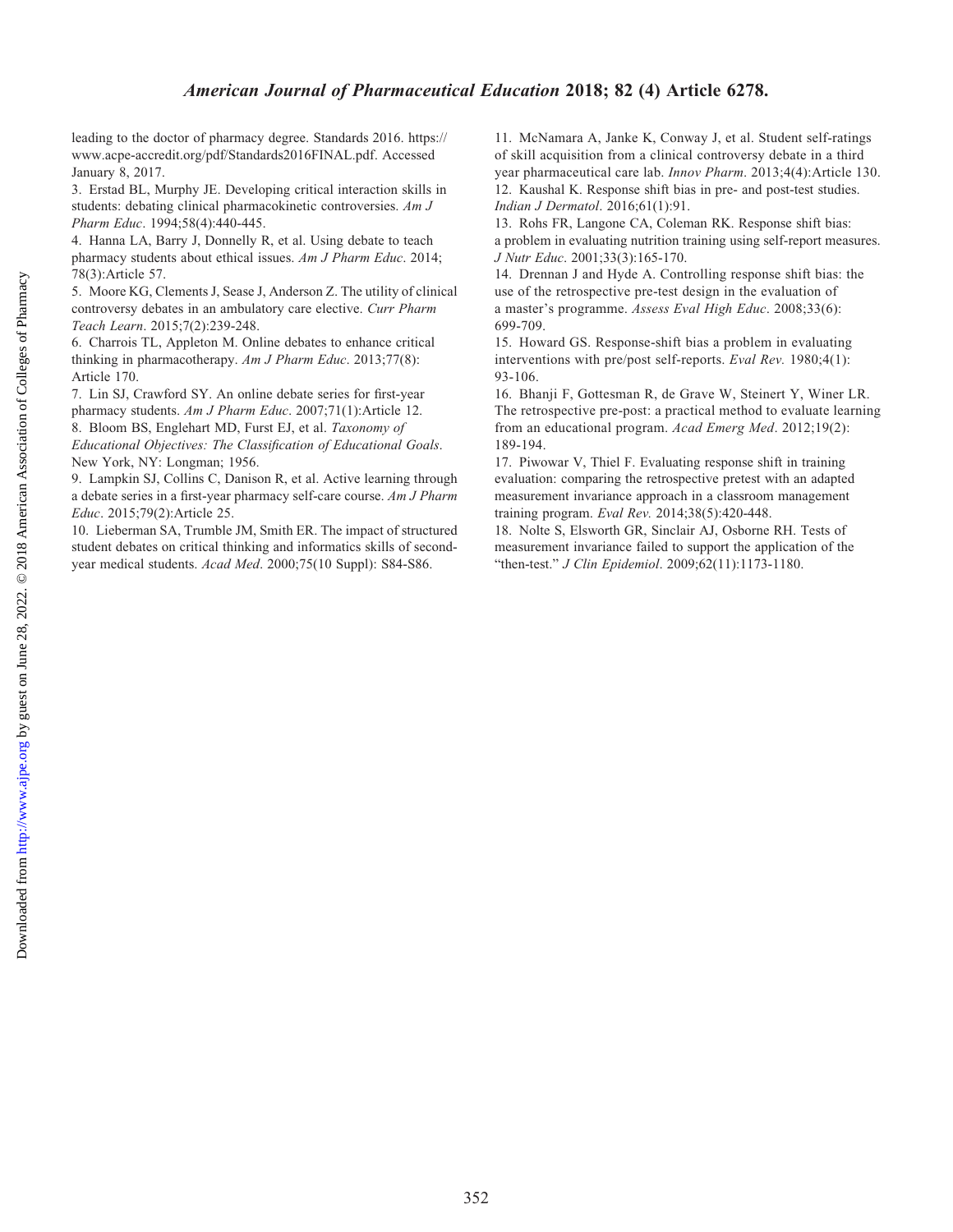leading to the doctor of pharmacy degree. Standards 2016. https://www.acpe-accredit.org/pdf/Standards2016FINAL.pdf. Accessed January 8, 2017.

3. Erstad BL, Murphy JE. Developing critical interaction skills in students: debating clinical pharmacokinetic controversies. *Am J Pharm Educ*. 1994;58(4):440-445.

4. Hanna LA, Barry J, Donnelly R, et al. Using debate to teach pharmacy students about ethical issues. *Am J Pharm Educ*. 2014; 78(3):Article 57.

5. Moore KG, Clements J, Sease J, Anderson Z. The utility of clinical controversy debates in an ambulatory care elective. *Curr Pharm Teach Learn*. 2015;7(2):239-248.

6. Charrois TL, Appleton M. Online debates to enhance critical thinking in pharmacotherapy. *Am J Pharm Educ*. 2013;77(8): Article 170.

7. Lin SJ, Crawford SY. An online debate series for first-year pharmacy students. *Am J Pharm Educ*. 2007;71(1):Article 12.

8. Bloom BS, Englehart MD, Furst EJ, et al. *Taxonomy of Educational Objectives: The Classification of Educational Goals*. New York, NY: Longman; 1956.

9. Lampkin SJ, Collins C, Danison R, et al. Active learning through a debate series in a first-year pharmacy self-care course. *Am J Pharm Educ*. 2015;79(2):Article 25.

10. Lieberman SA, Trumble JM, Smith ER. The impact of structured student debates on critical thinking and informatics skills of second-year medical students. *Acad Med*. 2000;75(10 Suppl): S84-S86.

11. McNamara A, Janke K, Conway J, et al. Student self-ratings of skill acquisition from a clinical controversy debate in a third year pharmaceutical care lab. *Innov Pharm*. 2013;4(4):Article 130.

12. Kaushal K. Response shift bias in pre- and post-test studies. *Indian J Dermatol*. 2016;61(1):91.

13. Rohs FR, Langone CA, Coleman RK. Response shift bias: a problem in evaluating nutrition training using self-report measures. *J Nutr Educ*. 2001;33(3):165-170.

14. Drennan J and Hyde A. Controlling response shift bias: the use of the retrospective pre-test design in the evaluation of a master's programme. *Assess Eval High Educ*. 2008;33(6): 699-709.

15. Howard GS. Response-shift bias a problem in evaluating interventions with pre/post self-reports. *Eval Rev.* 1980;4(1): 93-106.

16. Bhanji F, Gottesman R, de Grave W, Steinert Y, Winer LR. The retrospective pre-post: a practical method to evaluate learning from an educational program. *Acad Emerg Med*. 2012;19(2): 189-194.

17. Piwowar V, Thiel F. Evaluating response shift in training evaluation: comparing the retrospective pretest with an adapted measurement invariance approach in a classroom management training program. *Eval Rev.* 2014;38(5):420-448.

18. Nolte S, Elsworth GR, Sinclair AJ, Osborne RH. Tests of measurement invariance failed to support the application of the "then-test." *J Clin Epidemiol*. 2009;62(11):1173-1180.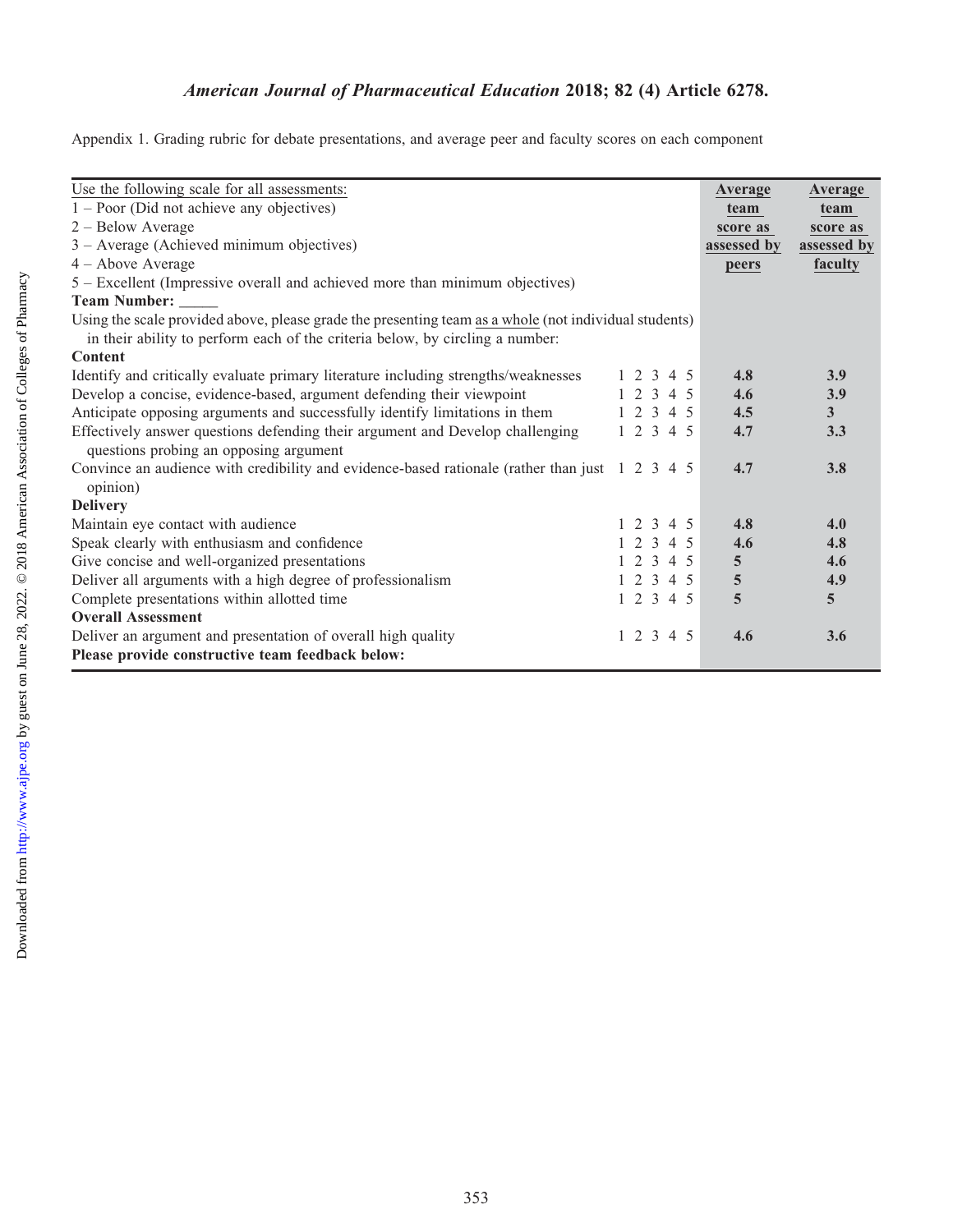Appendix 1. Grading rubric for debate presentations, and average peer and faculty scores on each component

| Use the following scale for all assessments:<br>1 – Poor (Did not achieve any objectives)<br>2 – Below Average<br>3 – Average (Achieved minimum objectives)<br>4 – Above Average<br>5 – Excellent (Impressive overall and achieved more than minimum objectives) | | Average team score as assessed by peers | Average team score as assessed by faculty |
|---|---|---|---|
| **Team Number: _____** | | | |
| Using the scale provided above, please grade the presenting team as a whole (not individual students) in their ability to perform each of the criteria below, by circling a number: | | | |
| **Content** | | | |
| Identify and critically evaluate primary literature including strengths/weaknesses | 1 2 3 4 5 | **4.8** | **3.9** |
| Develop a concise, evidence-based, argument defending their viewpoint | 1 2 3 4 5 | **4.6** | **3.9** |
| Anticipate opposing arguments and successfully identify limitations in them | 1 2 3 4 5 | **4.5** | **3** |
| Effectively answer questions defending their argument and Develop challenging questions probing an opposing argument | 1 2 3 4 5 | **4.7** | **3.3** |
| Convince an audience with credibility and evidence-based rationale (rather than just opinion) | 1 2 3 4 5 | **4.7** | **3.8** |
| **Delivery** | | | |
| Maintain eye contact with audience | 1 2 3 4 5 | **4.8** | **4.0** |
| Speak clearly with enthusiasm and confidence | 1 2 3 4 5 | **4.6** | **4.8** |
| Give concise and well-organized presentations | 1 2 3 4 5 | **5** | **4.6** |
| Deliver all arguments with a high degree of professionalism | 1 2 3 4 5 | **5** | **4.9** |
| Complete presentations within allotted time | 1 2 3 4 5 | **5** | **5** |
| **Overall Assessment** | | | |
| Deliver an argument and presentation of overall high quality | 1 2 3 4 5 | **4.6** | **3.6** |
| **Please provide constructive team feedback below:** | | | |